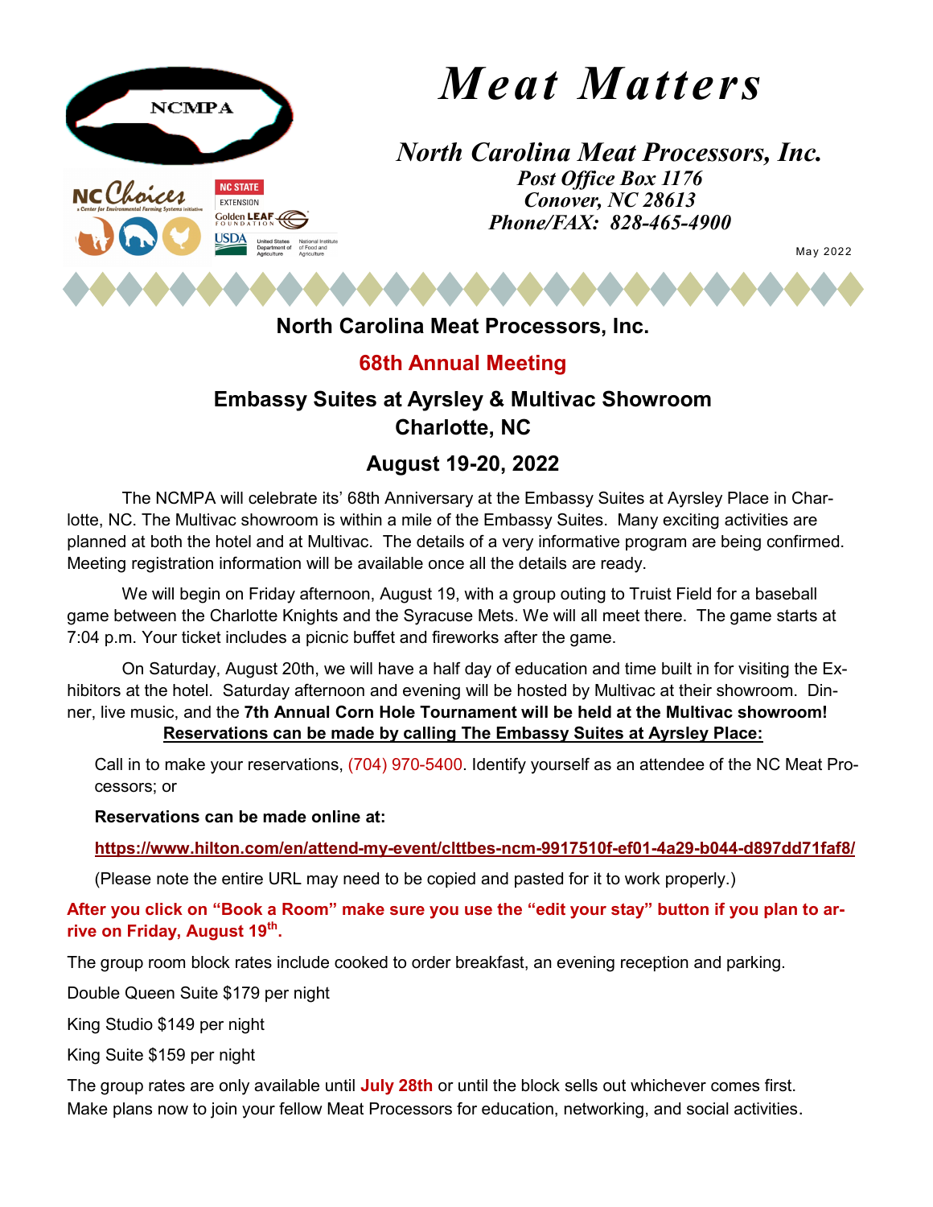NCMPA

# Meat Matters

*North Carolina Meat Processors, Inc.*
*Post Office Box 1176*
*Conover, NC 28613*
*Phone/FAX: 828-465-4900*

May 2022

## North Carolina Meat Processors, Inc.

## 68th Annual Meeting

## Embassy Suites at Ayrsley & Multivac Showroom
## Charlotte, NC

## August 19-20, 2022

The NCMPA will celebrate its' 68th Anniversary at the Embassy Suites at Ayrsley Place in Charlotte, NC. The Multivac showroom is within a mile of the Embassy Suites. Many exciting activities are planned at both the hotel and at Multivac. The details of a very informative program are being confirmed. Meeting registration information will be available once all the details are ready.

We will begin on Friday afternoon, August 19, with a group outing to Truist Field for a baseball game between the Charlotte Knights and the Syracuse Mets. We will all meet there. The game starts at 7:04 p.m. Your ticket includes a picnic buffet and fireworks after the game.

On Saturday, August 20th, we will have a half day of education and time built in for visiting the Exhibitors at the hotel. Saturday afternoon and evening will be hosted by Multivac at their showroom. Dinner, live music, and the **7th Annual Corn Hole Tournament will be held at the Multivac showroom!**

**Reservations can be made by calling The Embassy Suites at Ayrsley Place:**

Call in to make your reservations, (704) 970-5400. Identify yourself as an attendee of the NC Meat Processors; or

**Reservations can be made online at:**

**https://www.hilton.com/en/attend-my-event/clttbes-ncm-9917510f-ef01-4a29-b044-d897dd71faf8/**

(Please note the entire URL may need to be copied and pasted for it to work properly.)

**After you click on "Book a Room" make sure you use the "edit your stay" button if you plan to arrive on Friday, August 19th.**

The group room block rates include cooked to order breakfast, an evening reception and parking.

Double Queen Suite $179 per night

King Studio $149 per night

King Suite $159 per night

The group rates are only available until **July 28th** or until the block sells out whichever comes first. Make plans now to join your fellow Meat Processors for education, networking, and social activities.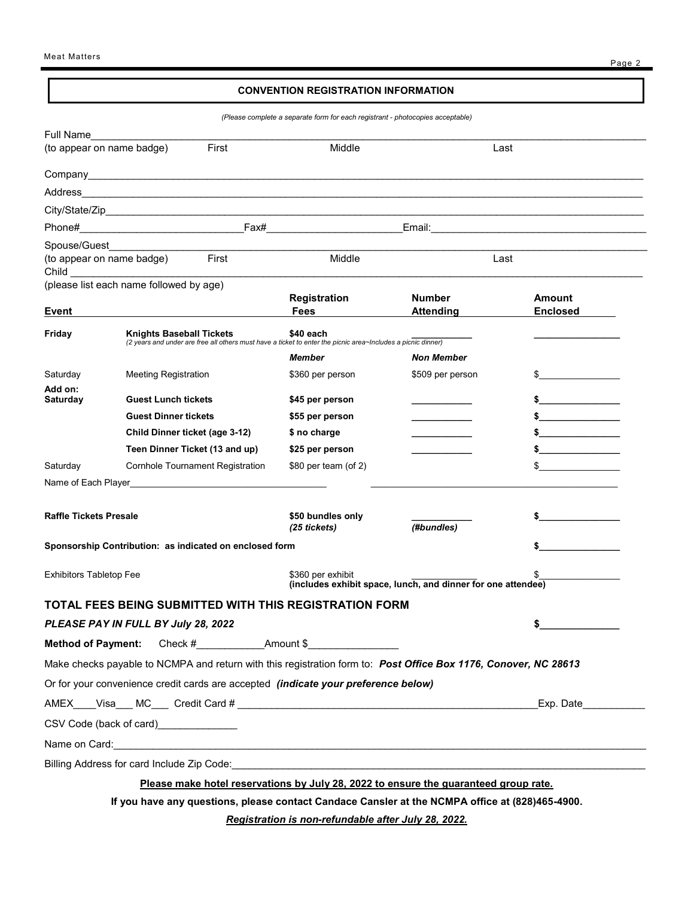## CONVENTION REGISTRATION INFORMATION

*(Please complete a separate form for each registrant - photocopies acceptable)*

Full Name________________________________________________________________
(to appear on name badge) First Middle Last

Company__________________________________________________________________

Address__________________________________________________________________

City/State/Zip___________________________________________________________

Phone#____________________Fax#____________________Email:____________________

Spouse/Guest_____________________________________________________________
(to appear on name badge) First Middle Last

Child____________________________________________________________________
(please list each name followed by age)

| Event | | Registration Fees | Number Attending | Amount Enclosed |
|---|---|---|---|---|
| **Friday** | **Knights Baseball Tickets** | **$40 each** | ________ | ________ |
| | *(2 years and under are free all others must have a ticket to enter the picnic area~Includes a picnic dinner)* | | | |
| | | ***Member*** | ***Non Member*** | |
| Saturday | Meeting Registration | $360 per person | $509 per person | $________ |
| **Add on: Saturday** | **Guest Lunch tickets** | **$45 per person** | ________ | **$________** |
| | **Guest Dinner tickets** | **$55 per person** | ________ | **$________** |
| | **Child Dinner ticket (age 3-12)** | **$ no charge** | ________ | **$________** |
| | **Teen Dinner Ticket (13 and up)** | **$25 per person** | ________ | **$________** |
| Saturday | Cornhole Tournament Registration | $80 per team (of 2) | | $________ |

Name of Each Player______________________________ ______________________________

| | | | |
|---|---|---|---|
| **Raffle Tickets Presale** | **$50 bundles only** *(25 tickets)* | ________ *(#bundles)* | **$________** |
| **Sponsorship Contribution: as indicated on enclosed form** | | | **$________** |
| Exhibitors Tabletop Fee | $360 per exhibit **(includes exhibit space, lunch, and dinner for one attendee)** | ________ | $________ |

### TOTAL FEES BEING SUBMITTED WITH THIS REGISTRATION FORM

***PLEASE PAY IN FULL BY July 28, 2022*** **$________**

**Method of Payment:** Check #__________Amount $______________

Make checks payable to NCMPA and return with this registration form to: ***Post Office Box 1176, Conover, NC 28613***

Or for your convenience credit cards are accepted ***(indicate your preference below)***

AMEX____Visa___ MC___ Credit Card # ________________________________Exp. Date__________

CSV Code (back of card)____________

Name on Card:____________________________________________________________

Billing Address for card Include Zip Code:_______________________________________

**Please make hotel reservations by July 28, 2022 to ensure the guaranteed group rate.**

**If you have any questions, please contact Candace Cansler at the NCMPA office at (828)465-4900.**

***Registration is non-refundable after July 28, 2022.***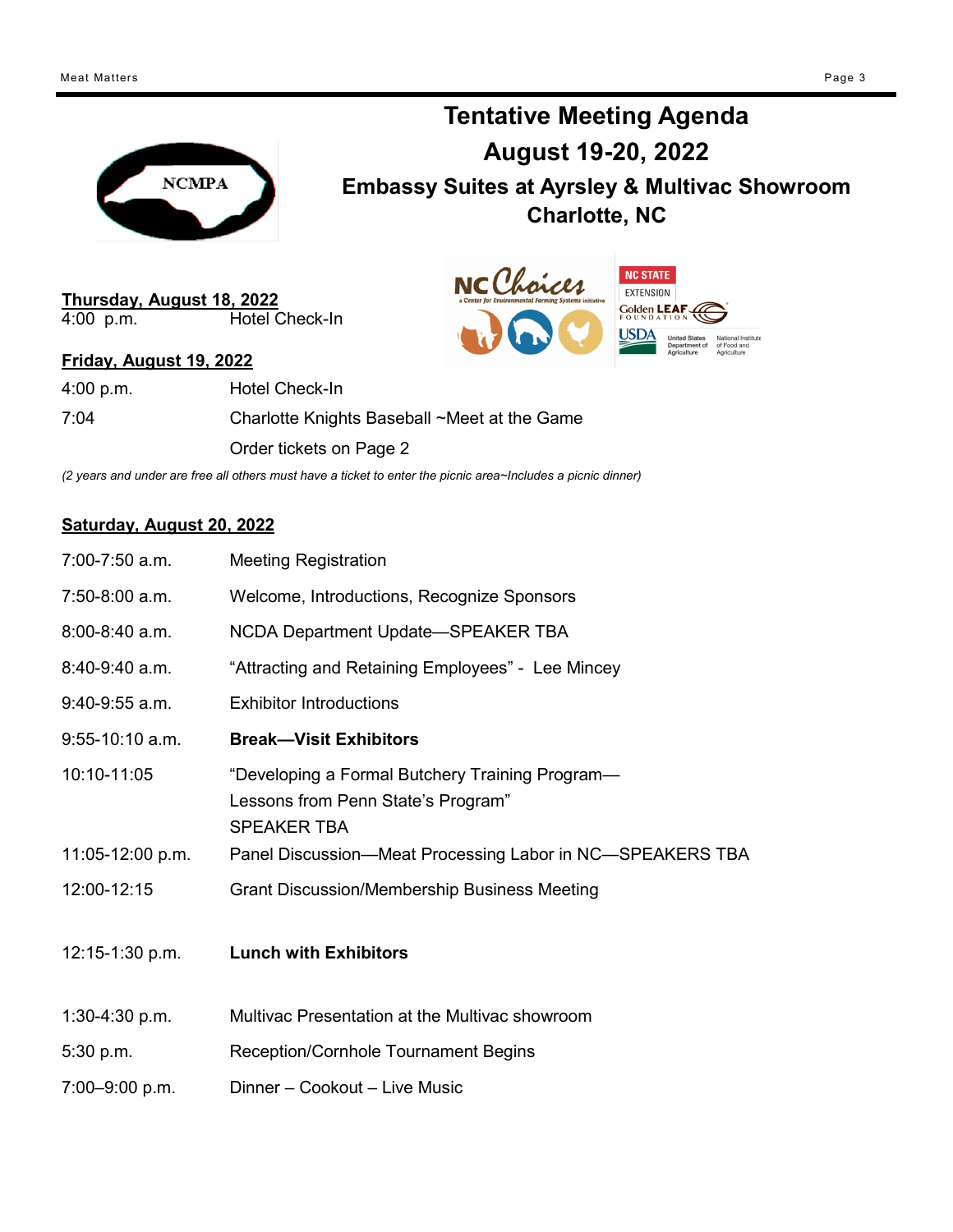# Tentative Meeting Agenda

## August 19-20, 2022

### Embassy Suites at Ayrsley & Multivac Showroom

### Charlotte, NC

**Thursday, August 18, 2022**

| | |
|---|---|
| 4:00 p.m. | Hotel Check-In |

**Friday, August 19, 2022**

| | |
|---|---|
| 4:00 p.m. | Hotel Check-In |
| 7:04 | Charlotte Knights Baseball ~Meet at the Game |
| | Order tickets on Page 2 |

*(2 years and under are free all others must have a ticket to enter the picnic area~Includes a picnic dinner)*

**Saturday, August 20, 2022**

| | |
|---|---|
| 7:00-7:50 a.m. | Meeting Registration |
| 7:50-8:00 a.m. | Welcome, Introductions, Recognize Sponsors |
| 8:00-8:40 a.m. | NCDA Department Update—SPEAKER TBA |
| 8:40-9:40 a.m. | "Attracting and Retaining Employees" - Lee Mincey |
| 9:40-9:55 a.m. | Exhibitor Introductions |
| 9:55-10:10 a.m. | **Break—Visit Exhibitors** |
| 10:10-11:05 | "Developing a Formal Butchery Training Program—Lessons from Penn State's Program" SPEAKER TBA |
| 11:05-12:00 p.m. | Panel Discussion—Meat Processing Labor in NC—SPEAKERS TBA |
| 12:00-12:15 | Grant Discussion/Membership Business Meeting |
| 12:15-1:30 p.m. | **Lunch with Exhibitors** |
| 1:30-4:30 p.m. | Multivac Presentation at the Multivac showroom |
| 5:30 p.m. | Reception/Cornhole Tournament Begins |
| 7:00–9:00 p.m. | Dinner – Cookout – Live Music |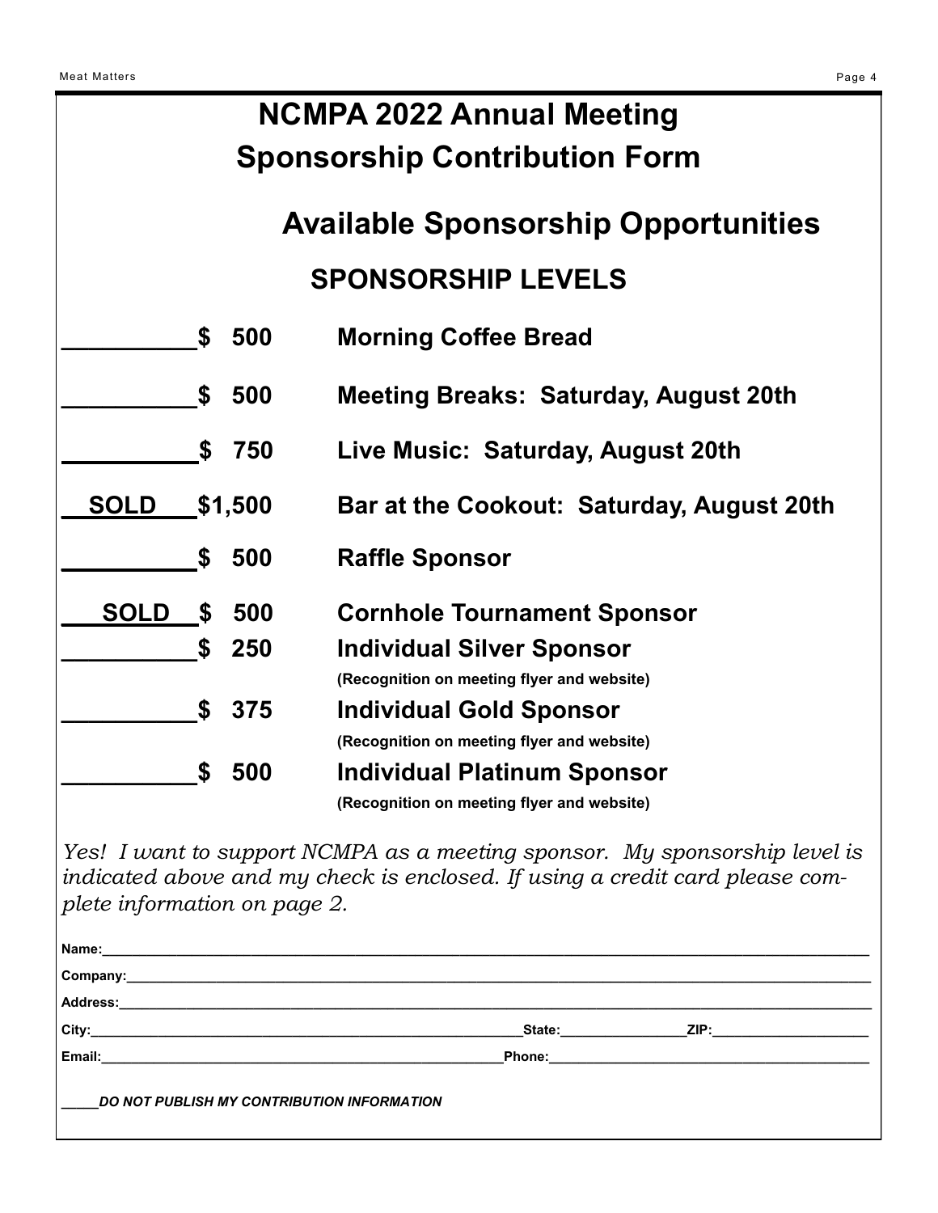# NCMPA 2022 Annual Meeting

# Sponsorship Contribution Form

## Available Sponsorship Opportunities

### SPONSORSHIP LEVELS

| | Amount | Sponsorship |
|---|---|---|
| __________ | $ 500 | **Morning Coffee Bread** |
| __________ | $ 500 | **Meeting Breaks: Saturday, August 20th** |
| __________ | $ 750 | **Live Music: Saturday, August 20th** |
| SOLD | $1,500 | **Bar at the Cookout: Saturday, August 20th** |
| __________ | $ 500 | **Raffle Sponsor** |
| SOLD | $ 500 | **Cornhole Tournament Sponsor** |
| __________ | $ 250 | **Individual Silver Sponsor** (Recognition on meeting flyer and website) |
| __________ | $ 375 | **Individual Gold Sponsor** (Recognition on meeting flyer and website) |
| __________ | $ 500 | **Individual Platinum Sponsor** (Recognition on meeting flyer and website) |

*Yes! I want to support NCMPA as a meeting sponsor. My sponsorship level is indicated above and my check is enclosed. If using a credit card please complete information on page 2.*

**Name:**____________________________________________

**Company:**____________________________________________

**Address:**____________________________________________

**City:**______________________________ **State:**______________ **ZIP:**______________

**Email:**______________________________ **Phone:**______________________________

_____***DO NOT PUBLISH MY CONTRIBUTION INFORMATION***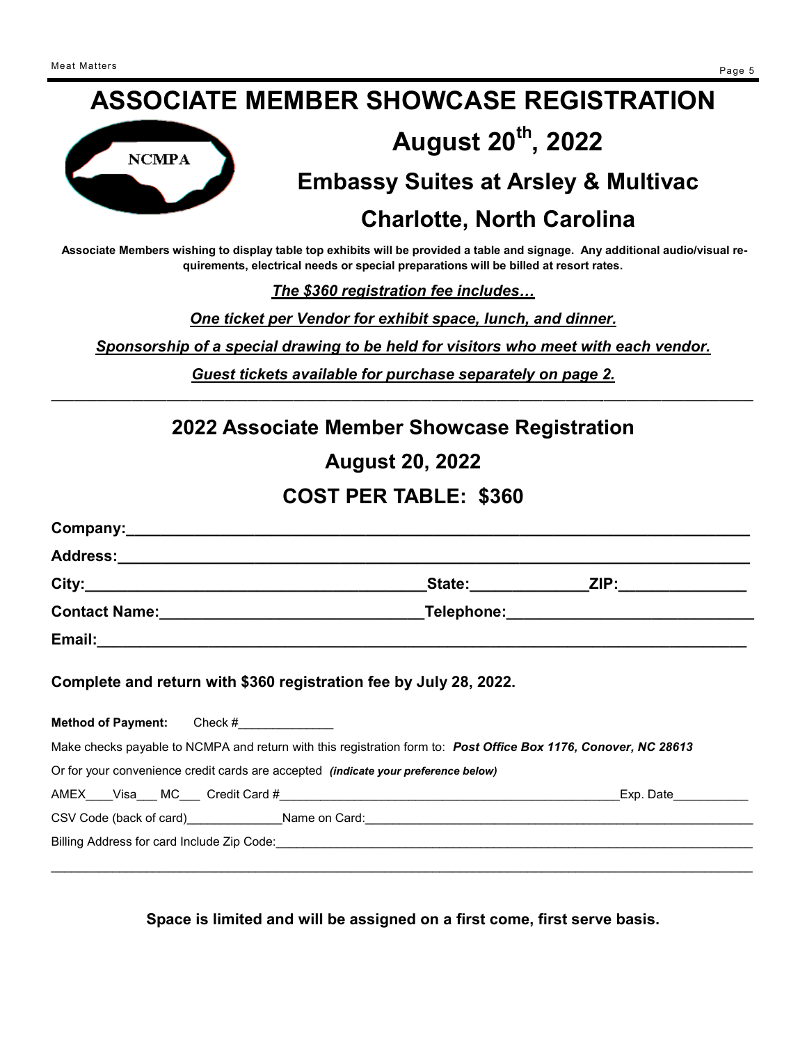# ASSOCIATE MEMBER SHOWCASE REGISTRATION

NCMPA

## August 20th, 2022

## Embassy Suites at Arsley & Multivac

## Charlotte, North Carolina

**Associate Members wishing to display table top exhibits will be provided a table and signage. Any additional audio/visual requirements, electrical needs or special preparations will be billed at resort rates.**

***The $360 registration fee includes…***

***One ticket per Vendor for exhibit space, lunch, and dinner.***

***Sponsorship of a special drawing to be held for visitors who meet with each vendor.***

***Guest tickets available for purchase separately on page 2.***

---

## 2022 Associate Member Showcase Registration

## August 20, 2022

## COST PER TABLE: $360

**Company:**_______________________________________________

**Address:**_______________________________________________

**City:**___________________________ **State:**__________ **ZIP:**__________

**Contact Name:**____________________ **Telephone:**____________________

**Email:**_______________________________________________

**Complete and return with $360 registration fee by July 28, 2022.**

**Method of Payment:** Check #______________

Make checks payable to NCMPA and return with this registration form to: ***Post Office Box 1176, Conover, NC 28613***

Or for your convenience credit cards are accepted ***(indicate your preference below)***

AMEX____Visa___ MC___ Credit Card #______________________________Exp. Date___________

CSV Code (back of card)______________Name on Card:______________________________

Billing Address for card Include Zip Code:______________________________

---

**Space is limited and will be assigned on a first come, first serve basis.**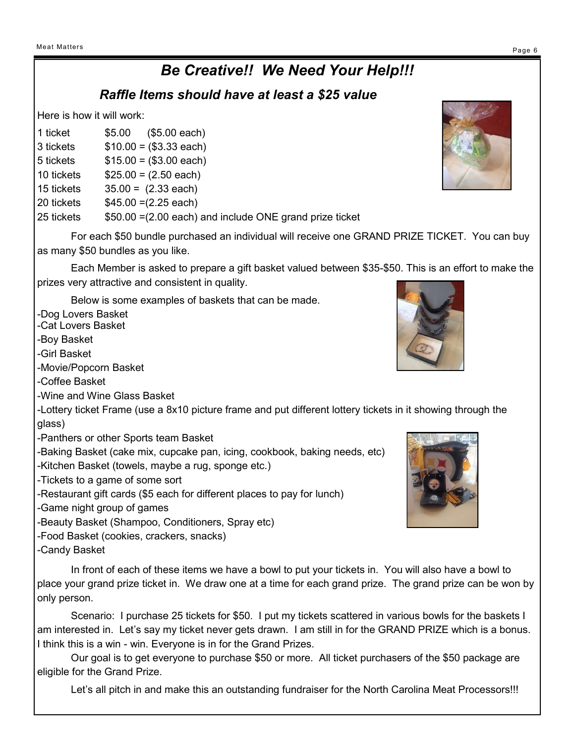# *Be Creative!! We Need Your Help!!!*

## *Raffle Items should have at least a $25 value*

Here is how it will work:

| | |
|---|---|
| 1 ticket | $5.00 ($5.00 each) |
| 3 tickets | $10.00 = ($3.33 each) |
| 5 tickets | $15.00 = ($3.00 each) |
| 10 tickets | $25.00 = (2.50 each) |
| 15 tickets | 35.00 = (2.33 each) |
| 20 tickets | $45.00 =(2.25 each) |
| 25 tickets | $50.00 =(2.00 each) and include ONE grand prize ticket |

For each $50 bundle purchased an individual will receive one GRAND PRIZE TICKET. You can buy as many $50 bundles as you like.

Each Member is asked to prepare a gift basket valued between $35-$50. This is an effort to make the prizes very attractive and consistent in quality.

Below is some examples of baskets that can be made.

-Dog Lovers Basket
-Cat Lovers Basket
-Boy Basket
-Girl Basket
-Movie/Popcorn Basket
-Coffee Basket
-Wine and Wine Glass Basket
-Lottery ticket Frame (use a 8x10 picture frame and put different lottery tickets in it showing through the glass)
-Panthers or other Sports team Basket
-Baking Basket (cake mix, cupcake pan, icing, cookbook, baking needs, etc)
-Kitchen Basket (towels, maybe a rug, sponge etc.)
-Tickets to a game of some sort
-Restaurant gift cards ($5 each for different places to pay for lunch)
-Game night group of games
-Beauty Basket (Shampoo, Conditioners, Spray etc)
-Food Basket (cookies, crackers, snacks)
-Candy Basket

In front of each of these items we have a bowl to put your tickets in. You will also have a bowl to place your grand prize ticket in. We draw one at a time for each grand prize. The grand prize can be won by only person.

Scenario: I purchase 25 tickets for $50. I put my tickets scattered in various bowls for the baskets I am interested in. Let's say my ticket never gets drawn. I am still in for the GRAND PRIZE which is a bonus. I think this is a win - win. Everyone is in for the Grand Prizes.

Our goal is to get everyone to purchase $50 or more. All ticket purchasers of the $50 package are eligible for the Grand Prize.

Let's all pitch in and make this an outstanding fundraiser for the North Carolina Meat Processors!!!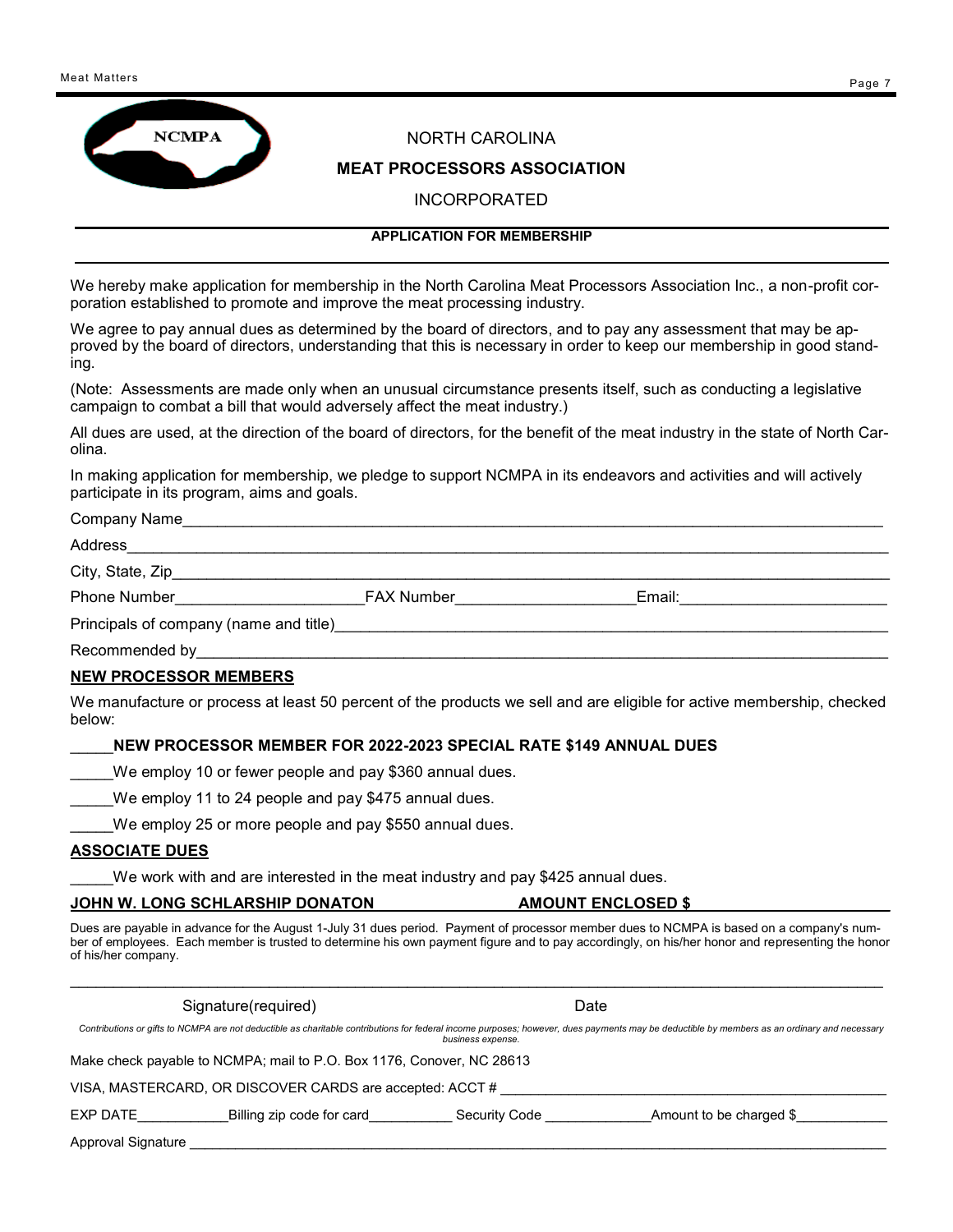NORTH CAROLINA

**MEAT PROCESSORS ASSOCIATION**

INCORPORATED

**APPLICATION FOR MEMBERSHIP**

We hereby make application for membership in the North Carolina Meat Processors Association Inc., a non-profit corporation established to promote and improve the meat processing industry.

We agree to pay annual dues as determined by the board of directors, and to pay any assessment that may be approved by the board of directors, understanding that this is necessary in order to keep our membership in good standing.

(Note: Assessments are made only when an unusual circumstance presents itself, such as conducting a legislative campaign to combat a bill that would adversely affect the meat industry.)

All dues are used, at the direction of the board of directors, for the benefit of the meat industry in the state of North Carolina.

In making application for membership, we pledge to support NCMPA in its endeavors and activities and will actively participate in its program, aims and goals.

Company Name_______________________________________________

Address_______________________________________________

City, State, Zip_______________________________________________

Phone Number____________________ FAX Number____________________ Email:____________________

Principals of company (name and title)_______________________________________________

Recommended by_______________________________________________

**NEW PROCESSOR MEMBERS**

We manufacture or process at least 50 percent of the products we sell and are eligible for active membership, checked below:

_____**NEW PROCESSOR MEMBER FOR 2022-2023 SPECIAL RATE $149 ANNUAL DUES**

_____We employ 10 or fewer people and pay $360 annual dues.

_____We employ 11 to 24 people and pay $475 annual dues.

_____We employ 25 or more people and pay $550 annual dues.

**ASSOCIATE DUES**

_____We work with and are interested in the meat industry and pay $425 annual dues.

**JOHN W. LONG SCHLARSHIP DONATON AMOUNT ENCLOSED $**____________________

Dues are payable in advance for the August 1-July 31 dues period. Payment of processor member dues to NCMPA is based on a company's number of employees. Each member is trusted to determine his own payment figure and to pay accordingly, on his/her honor and representing the honor of his/her company.

_______________________________________________

Signature(required) Date

*Contributions or gifts to NCMPA are not deductible as charitable contributions for federal income purposes; however, dues payments may be deductible by members as an ordinary and necessary business expense.*

Make check payable to NCMPA; mail to P.O. Box 1176, Conover, NC 28613

VISA, MASTERCARD, OR DISCOVER CARDS are accepted: ACCT # ____________________

EXP DATE____________ Billing zip code for card___________ Security Code ______________ Amount to be charged $____________

Approval Signature ____________________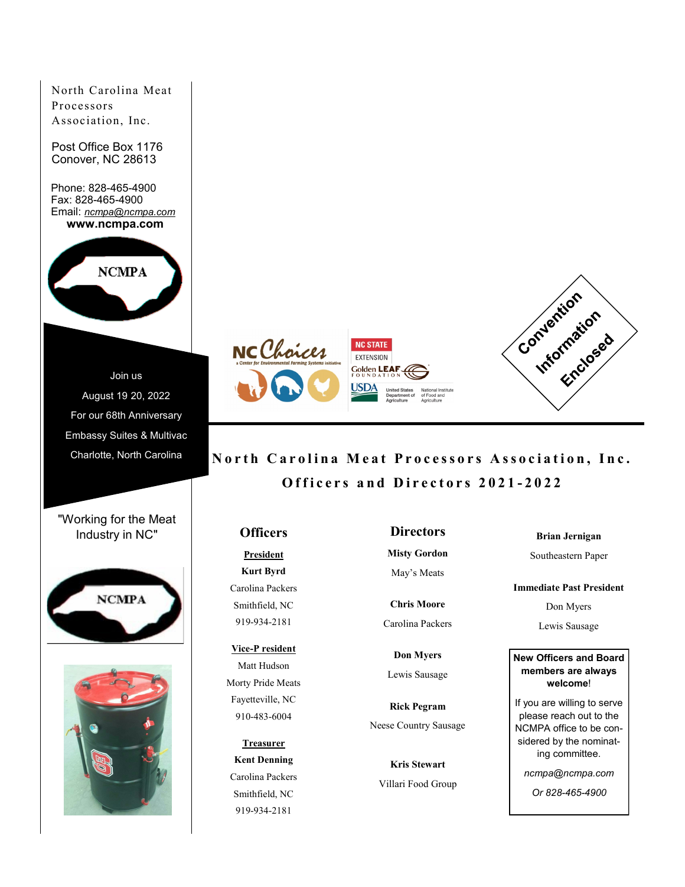North Carolina Meat Processors Association, Inc.

Post Office Box 1176
Conover, NC 28613

Phone: 828-465-4900
Fax: 828-465-4900
Email: *ncmpa@ncmpa.com*
**www.ncmpa.com**

NCMPA

Join us
August 19 20, 2022
For our 68th Anniversary
Embassy Suites & Multivac
Charlotte, North Carolina

"Working for the Meat Industry in NC"

NCMPA

NC Choices
a Center for Environmental Farming Systems initiative

NC STATE EXTENSION
Golden LEAF FOUNDATION
USDA United States Department of Agriculture
National Institute of Food and Agriculture

**Convention Information Enclosed**

# North Carolina Meat Processors Association, Inc.

## Officers and Directors 2021-2022

### Officers

**President**
**Kurt Byrd**
Carolina Packers
Smithfield, NC
919-934-2181

**Vice-P resident**
Matt Hudson
Morty Pride Meats
Fayetteville, NC
910-483-6004

**Treasurer**
**Kent Denning**
Carolina Packers
Smithfield, NC
919-934-2181

### Directors

**Misty Gordon**
May's Meats

**Chris Moore**
Carolina Packers

**Don Myers**
Lewis Sausage

**Rick Pegram**
Neese Country Sausage

**Kris Stewart**
Villari Food Group

**Brian Jernigan**
Southeastern Paper

**Immediate Past President**
Don Myers
Lewis Sausage

**New Officers and Board members are always welcome!**

If you are willing to serve please reach out to the NCMPA office to be considered by the nominating committee.

*ncmpa@ncmpa.com*

*Or 828-465-4900*